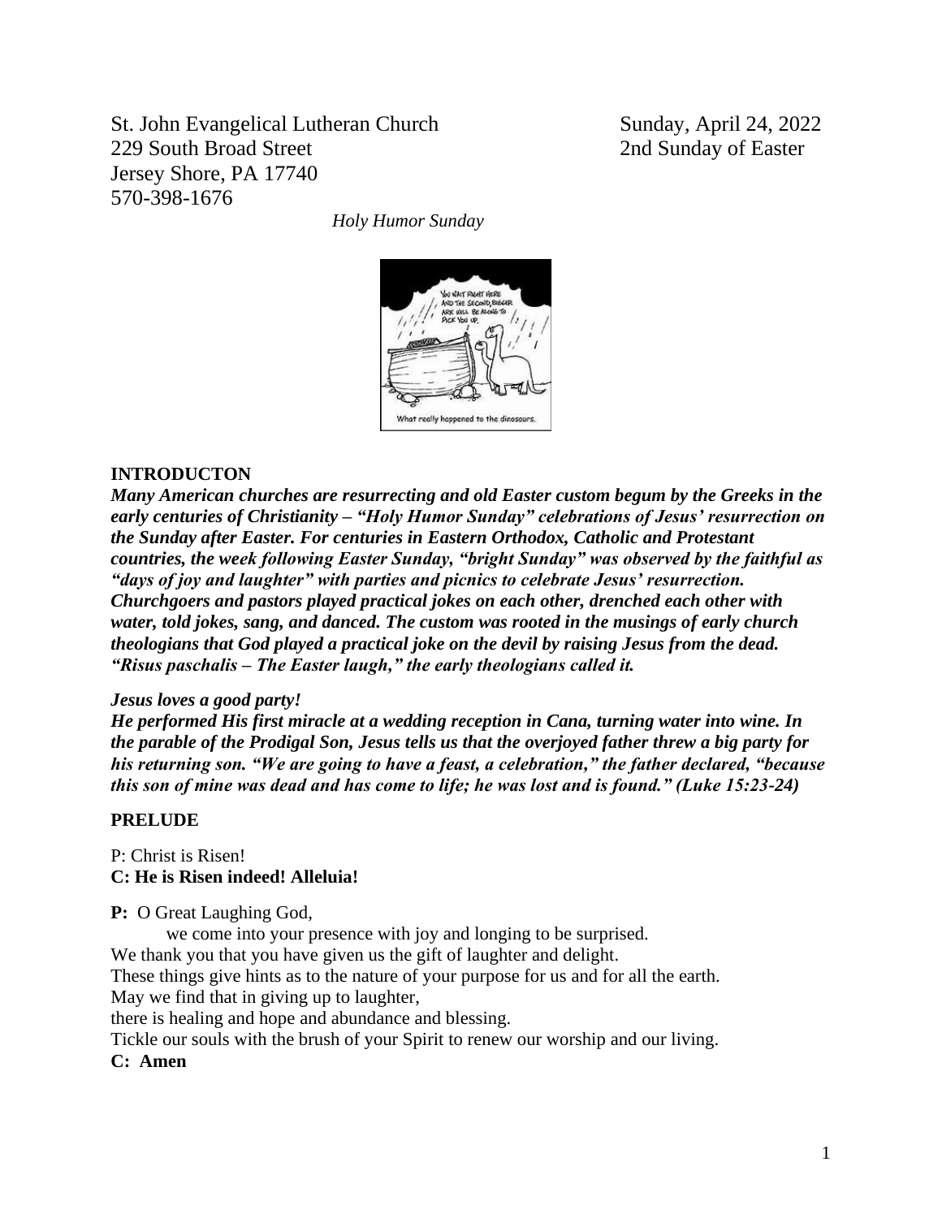St. John Evangelical Lutheran Church
229 South Broad Street
Jersey Shore, PA 17740
570-398-1676

Sunday, April 24, 2022
2nd Sunday of Easter

*Holy Humor Sunday*

**INTRODUCTON**

***Many American churches are resurrecting and old Easter custom begum by the Greeks in the early centuries of Christianity – "Holy Humor Sunday" celebrations of Jesus' resurrection on the Sunday after Easter. For centuries in Eastern Orthodox, Catholic and Protestant countries, the week following Easter Sunday, "bright Sunday" was observed by the faithful as "days of joy and laughter" with parties and picnics to celebrate Jesus' resurrection. Churchgoers and pastors played practical jokes on each other, drenched each other with water, told jokes, sang, and danced. The custom was rooted in the musings of early church theologians that God played a practical joke on the devil by raising Jesus from the dead. "Risus paschalis – The Easter laugh," the early theologians called it.***

***Jesus loves a good party!***

***He performed His first miracle at a wedding reception in Cana, turning water into wine. In the parable of the Prodigal Son, Jesus tells us that the overjoyed father threw a big party for his returning son. "We are going to have a feast, a celebration," the father declared, "because this son of mine was dead and has come to life; he was lost and is found." (Luke 15:23-24)***

**PRELUDE**

P: Christ is Risen!
**C: He is Risen indeed! Alleluia!**

**P:** O Great Laughing God,
we come into your presence with joy and longing to be surprised.
We thank you that you have given us the gift of laughter and delight.
These things give hints as to the nature of your purpose for us and for all the earth.
May we find that in giving up to laughter,
there is healing and hope and abundance and blessing.
Tickle our souls with the brush of your Spirit to renew our worship and our living.
**C: Amen**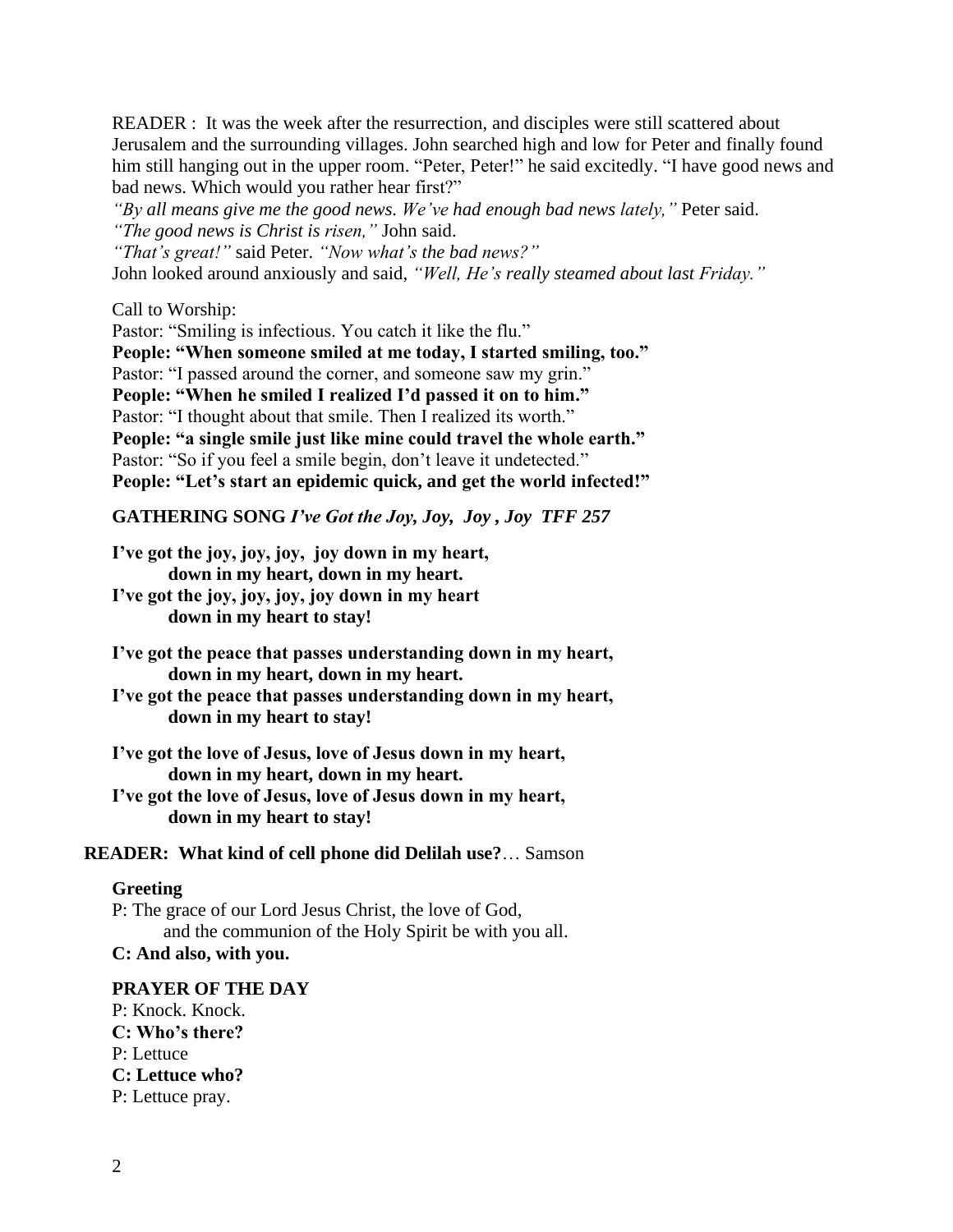READER : It was the week after the resurrection, and disciples were still scattered about Jerusalem and the surrounding villages. John searched high and low for Peter and finally found him still hanging out in the upper room. "Peter, Peter!" he said excitedly. "I have good news and bad news. Which would you rather hear first?"

*"By all means give me the good news. We've had enough bad news lately,"* Peter said.

*"The good news is Christ is risen,"* John said.

*"That's great!"* said Peter. *"Now what's the bad news?"*

John looked around anxiously and said, *"Well, He's really steamed about last Friday."*

Call to Worship:

Pastor: "Smiling is infectious. You catch it like the flu."

**People: "When someone smiled at me today, I started smiling, too."**

Pastor: "I passed around the corner, and someone saw my grin."

**People: "When he smiled I realized I'd passed it on to him."**

Pastor: "I thought about that smile. Then I realized its worth."

**People: "a single smile just like mine could travel the whole earth."**

Pastor: "So if you feel a smile begin, don't leave it undetected."

**People: "Let's start an epidemic quick, and get the world infected!"**

**GATHERING SONG *I've Got the Joy, Joy, Joy , Joy TFF 257***

**I've got the joy, joy, joy, joy down in my heart,**
**down in my heart, down in my heart.**
**I've got the joy, joy, joy, joy down in my heart**
**down in my heart to stay!**

**I've got the peace that passes understanding down in my heart,**
**down in my heart, down in my heart.**
**I've got the peace that passes understanding down in my heart,**
**down in my heart to stay!**

**I've got the love of Jesus, love of Jesus down in my heart,**
**down in my heart, down in my heart.**
**I've got the love of Jesus, love of Jesus down in my heart,**
**down in my heart to stay!**

**READER: What kind of cell phone did Delilah use?**… Samson

**Greeting**

P: The grace of our Lord Jesus Christ, the love of God,
and the communion of the Holy Spirit be with you all.

**C: And also, with you.**

**PRAYER OF THE DAY**

P: Knock. Knock.

**C: Who's there?**

P: Lettuce

**C: Lettuce who?**

P: Lettuce pray.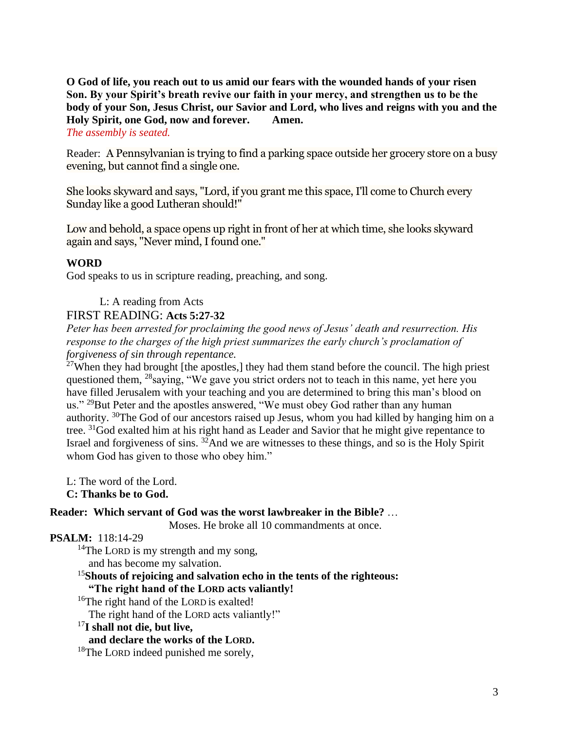**O God of life, you reach out to us amid our fears with the wounded hands of your risen Son. By your Spirit's breath revive our faith in your mercy, and strengthen us to be the body of your Son, Jesus Christ, our Savior and Lord, who lives and reigns with you and the Holy Spirit, one God, now and forever. Amen.**

*The assembly is seated.*

Reader: A Pennsylvanian is trying to find a parking space outside her grocery store on a busy evening, but cannot find a single one.

She looks skyward and says, "Lord, if you grant me this space, I'll come to Church every Sunday like a good Lutheran should!"

Low and behold, a space opens up right in front of her at which time, she looks skyward again and says, "Never mind, I found one."

**WORD**

God speaks to us in scripture reading, preaching, and song.

L: A reading from Acts

FIRST READING: **Acts 5:27-32**

*Peter has been arrested for proclaiming the good news of Jesus' death and resurrection. His response to the charges of the high priest summarizes the early church's proclamation of forgiveness of sin through repentance.*

[27]When they had brought [the apostles,] they had them stand before the council. The high priest questioned them, [28]saying, "We gave you strict orders not to teach in this name, yet here you have filled Jerusalem with your teaching and you are determined to bring this man's blood on us." [29]But Peter and the apostles answered, "We must obey God rather than any human authority. [30]The God of our ancestors raised up Jesus, whom you had killed by hanging him on a tree. [31]God exalted him at his right hand as Leader and Savior that he might give repentance to Israel and forgiveness of sins. [32]And we are witnesses to these things, and so is the Holy Spirit whom God has given to those who obey him."

L: The word of the Lord.
**C: Thanks be to God.**

**Reader: Which servant of God was the worst lawbreaker in the Bible?** …
Moses. He broke all 10 commandments at once.

**PSALM:** 118:14-29

[14]The LORD is my strength and my song,
and has become my salvation.
**[15]Shouts of rejoicing and salvation echo in the tents of the righteous:**
**"The right hand of the LORD acts valiantly!**
[16]The right hand of the LORD is exalted!
The right hand of the LORD acts valiantly!"
**[17]I shall not die, but live,**
**and declare the works of the LORD.**
[18]The LORD indeed punished me sorely,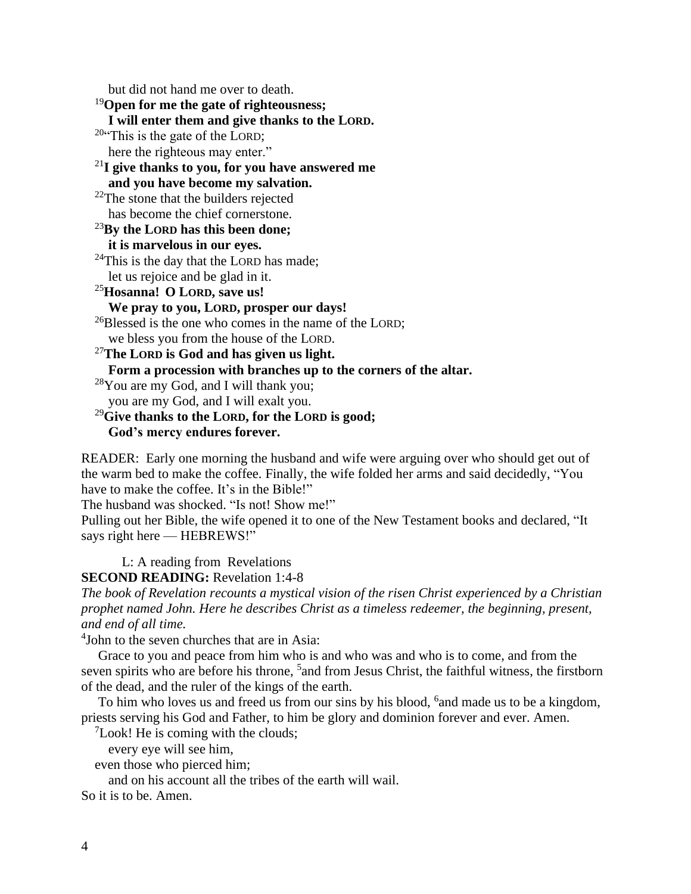but did not hand me over to death.

[19]**Open for me the gate of righteousness;**
**I will enter them and give thanks to the LORD.**

[20]"This is the gate of the LORD;
here the righteous may enter."

[21]**I give thanks to you, for you have answered me**
**and you have become my salvation.**

[22]The stone that the builders rejected
has become the chief cornerstone.

[23]**By the LORD has this been done;**
**it is marvelous in our eyes.**

[24]This is the day that the LORD has made;
let us rejoice and be glad in it.

[25]**Hosanna! O LORD, save us!**
**We pray to you, LORD, prosper our days!**

[26]Blessed is the one who comes in the name of the LORD;
we bless you from the house of the LORD.

[27]**The LORD is God and has given us light.**
**Form a procession with branches up to the corners of the altar.**

[28]You are my God, and I will thank you;
you are my God, and I will exalt you.

[29]**Give thanks to the LORD, for the LORD is good;**
**God's mercy endures forever.**

READER: Early one morning the husband and wife were arguing over who should get out of the warm bed to make the coffee. Finally, the wife folded her arms and said decidedly, "You have to make the coffee. It's in the Bible!"
The husband was shocked. "Is not! Show me!"
Pulling out her Bible, the wife opened it to one of the New Testament books and declared, "It says right here — HEBREWS!"

L: A reading from Revelations

**SECOND READING:** Revelation 1:4-8

*The book of Revelation recounts a mystical vision of the risen Christ experienced by a Christian prophet named John. Here he describes Christ as a timeless redeemer, the beginning, present, and end of all time.*

[4]John to the seven churches that are in Asia:

Grace to you and peace from him who is and who was and who is to come, and from the seven spirits who are before his throne, [5]and from Jesus Christ, the faithful witness, the firstborn of the dead, and the ruler of the kings of the earth.

To him who loves us and freed us from our sins by his blood, [6]and made us to be a kingdom, priests serving his God and Father, to him be glory and dominion forever and ever. Amen.

[7]Look! He is coming with the clouds;
every eye will see him,
even those who pierced him;
and on his account all the tribes of the earth will wail.
So it is to be. Amen.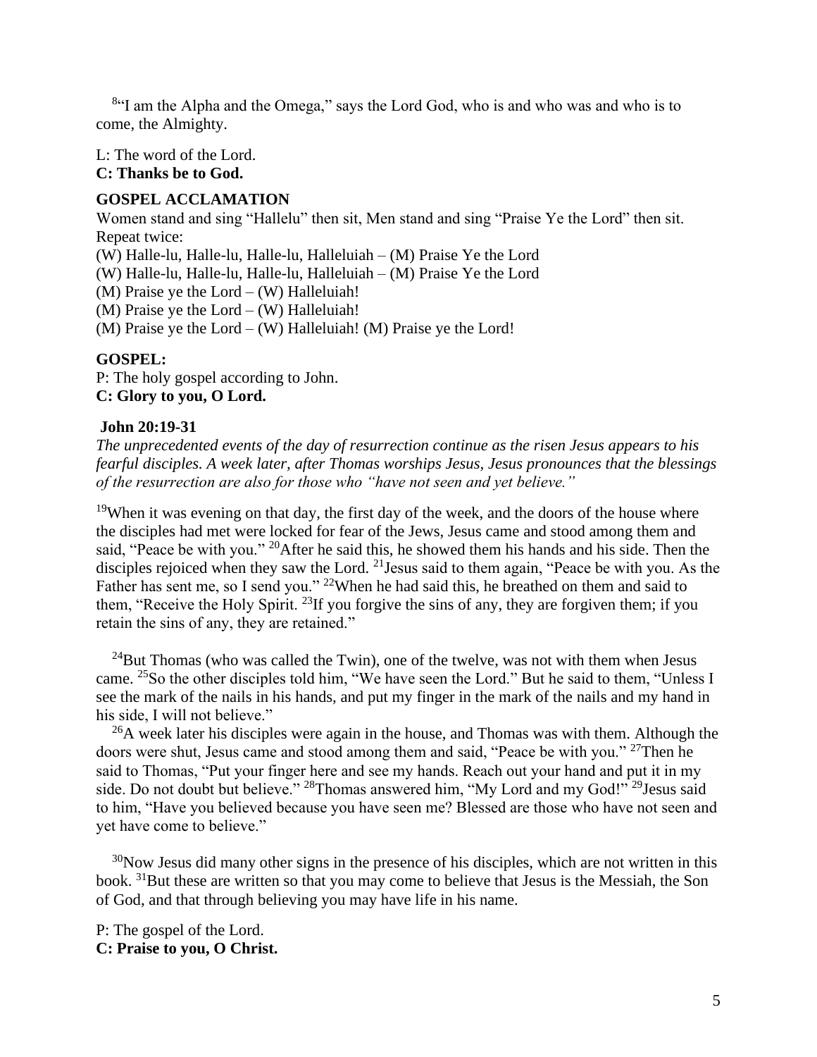[8]"I am the Alpha and the Omega," says the Lord God, who is and who was and who is to come, the Almighty.

L: The word of the Lord.
**C: Thanks be to God.**

**GOSPEL ACCLAMATION**

Women stand and sing "Hallelu" then sit, Men stand and sing "Praise Ye the Lord" then sit. Repeat twice:

(W) Halle-lu, Halle-lu, Halle-lu, Halleluiah – (M) Praise Ye the Lord
(W) Halle-lu, Halle-lu, Halle-lu, Halleluiah – (M) Praise Ye the Lord
(M) Praise ye the Lord – (W) Halleluiah!
(M) Praise ye the Lord – (W) Halleluiah!
(M) Praise ye the Lord – (W) Halleluiah! (M) Praise ye the Lord!

**GOSPEL:**

P: The holy gospel according to John.
**C: Glory to you, O Lord.**

**John 20:19-31**

*The unprecedented events of the day of resurrection continue as the risen Jesus appears to his fearful disciples. A week later, after Thomas worships Jesus, Jesus pronounces that the blessings of the resurrection are also for those who "have not seen and yet believe."*

[19]When it was evening on that day, the first day of the week, and the doors of the house where the disciples had met were locked for fear of the Jews, Jesus came and stood among them and said, "Peace be with you." [20]After he said this, he showed them his hands and his side. Then the disciples rejoiced when they saw the Lord. [21]Jesus said to them again, "Peace be with you. As the Father has sent me, so I send you." [22]When he had said this, he breathed on them and said to them, "Receive the Holy Spirit. [23]If you forgive the sins of any, they are forgiven them; if you retain the sins of any, they are retained."

[24]But Thomas (who was called the Twin), one of the twelve, was not with them when Jesus came. [25]So the other disciples told him, "We have seen the Lord." But he said to them, "Unless I see the mark of the nails in his hands, and put my finger in the mark of the nails and my hand in his side, I will not believe."

[26]A week later his disciples were again in the house, and Thomas was with them. Although the doors were shut, Jesus came and stood among them and said, "Peace be with you." [27]Then he said to Thomas, "Put your finger here and see my hands. Reach out your hand and put it in my side. Do not doubt but believe." [28]Thomas answered him, "My Lord and my God!" [29]Jesus said to him, "Have you believed because you have seen me? Blessed are those who have not seen and yet have come to believe."

[30]Now Jesus did many other signs in the presence of his disciples, which are not written in this book. [31]But these are written so that you may come to believe that Jesus is the Messiah, the Son of God, and that through believing you may have life in his name.

P: The gospel of the Lord.
**C: Praise to you, O Christ.**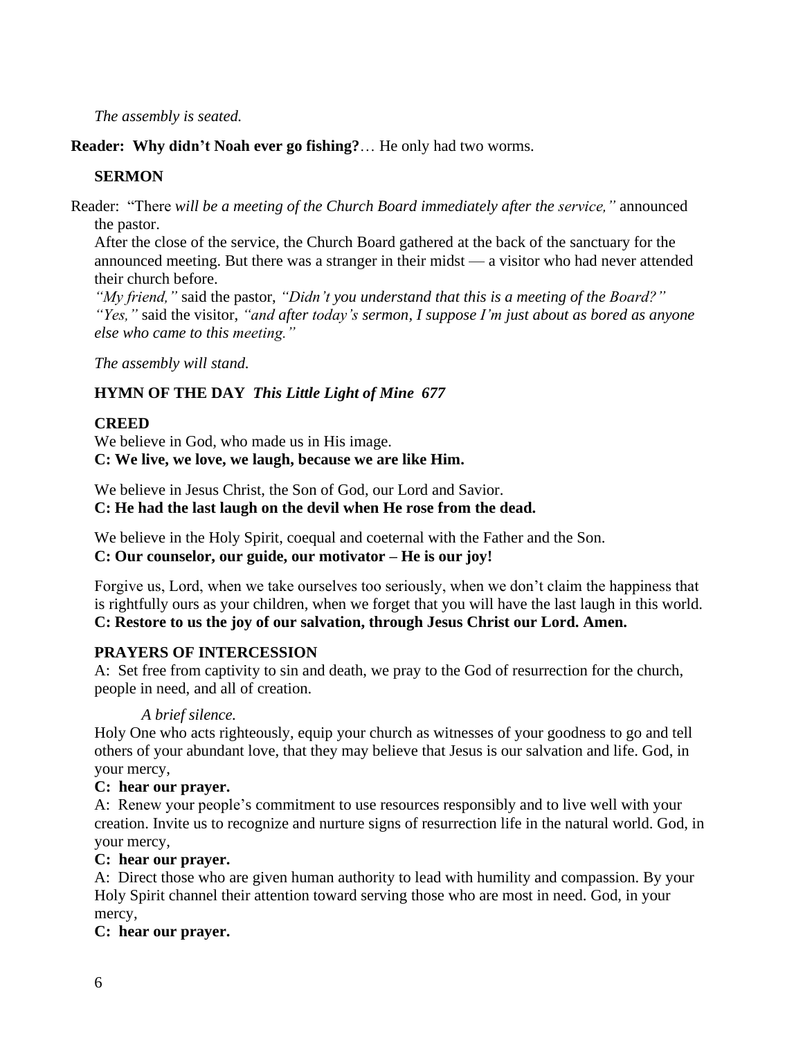*The assembly is seated.*

**Reader: Why didn't Noah ever go fishing?**… He only had two worms.

**SERMON**

Reader: "There *will be a meeting of the Church Board immediately after the service,"* announced the pastor.

After the close of the service, the Church Board gathered at the back of the sanctuary for the announced meeting. But there was a stranger in their midst — a visitor who had never attended their church before.

*"My friend,"* said the pastor, *"Didn't you understand that this is a meeting of the Board?"*
*"Yes,"* said the visitor, *"and after today's sermon, I suppose I'm just about as bored as anyone else who came to this meeting."*

*The assembly will stand.*

**HYMN OF THE DAY** ***This Little Light of Mine 677***

**CREED**

We believe in God, who made us in His image.
**C: We live, we love, we laugh, because we are like Him.**

We believe in Jesus Christ, the Son of God, our Lord and Savior.
**C: He had the last laugh on the devil when He rose from the dead.**

We believe in the Holy Spirit, coequal and coeternal with the Father and the Son.
**C: Our counselor, our guide, our motivator – He is our joy!**

Forgive us, Lord, when we take ourselves too seriously, when we don't claim the happiness that is rightfully ours as your children, when we forget that you will have the last laugh in this world.
**C: Restore to us the joy of our salvation, through Jesus Christ our Lord. Amen.**

**PRAYERS OF INTERCESSION**

A: Set free from captivity to sin and death, we pray to the God of resurrection for the church, people in need, and all of creation.

*A brief silence.*

Holy One who acts righteously, equip your church as witnesses of your goodness to go and tell others of your abundant love, that they may believe that Jesus is our salvation and life. God, in your mercy,
**C: hear our prayer.**

A: Renew your people's commitment to use resources responsibly and to live well with your creation. Invite us to recognize and nurture signs of resurrection life in the natural world. God, in your mercy,
**C: hear our prayer.**

A: Direct those who are given human authority to lead with humility and compassion. By your Holy Spirit channel their attention toward serving those who are most in need. God, in your mercy,
**C: hear our prayer.**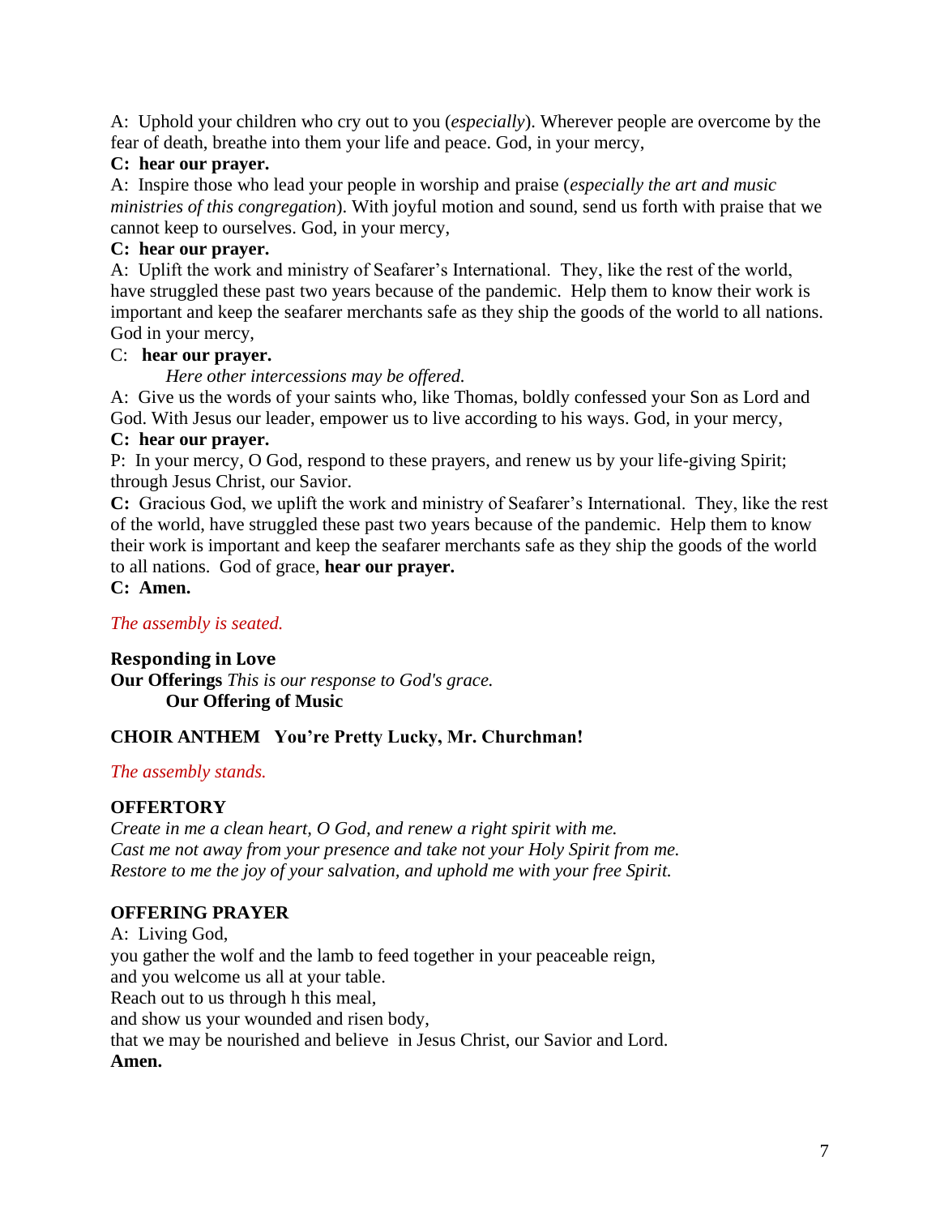A: Uphold your children who cry out to you (*especially*). Wherever people are overcome by the fear of death, breathe into them your life and peace. God, in your mercy,

**C: hear our prayer.**

A: Inspire those who lead your people in worship and praise (*especially the art and music ministries of this congregation*). With joyful motion and sound, send us forth with praise that we cannot keep to ourselves. God, in your mercy,

**C: hear our prayer.**

A: Uplift the work and ministry of Seafarer's International. They, like the rest of the world, have struggled these past two years because of the pandemic. Help them to know their work is important and keep the seafarer merchants safe as they ship the goods of the world to all nations. God in your mercy,

C: **hear our prayer.**

*Here other intercessions may be offered.*

A: Give us the words of your saints who, like Thomas, boldly confessed your Son as Lord and God. With Jesus our leader, empower us to live according to his ways. God, in your mercy,

**C: hear our prayer.**

P: In your mercy, O God, respond to these prayers, and renew us by your life-giving Spirit; through Jesus Christ, our Savior.

**C:** Gracious God, we uplift the work and ministry of Seafarer's International. They, like the rest of the world, have struggled these past two years because of the pandemic. Help them to know their work is important and keep the seafarer merchants safe as they ship the goods of the world to all nations. God of grace, **hear our prayer.**

**C: Amen.**

*The assembly is seated.*

**Responding in Love**

**Our Offerings** *This is our response to God's grace.*

**Our Offering of Music**

**CHOIR ANTHEM You're Pretty Lucky, Mr. Churchman!**

*The assembly stands.*

**OFFERTORY**

*Create in me a clean heart, O God, and renew a right spirit with me.*
*Cast me not away from your presence and take not your Holy Spirit from me.*
*Restore to me the joy of your salvation, and uphold me with your free Spirit.*

**OFFERING PRAYER**

A: Living God,
you gather the wolf and the lamb to feed together in your peaceable reign,
and you welcome us all at your table.
Reach out to us through h this meal,
and show us your wounded and risen body,
that we may be nourished and believe in Jesus Christ, our Savior and Lord.
**Amen.**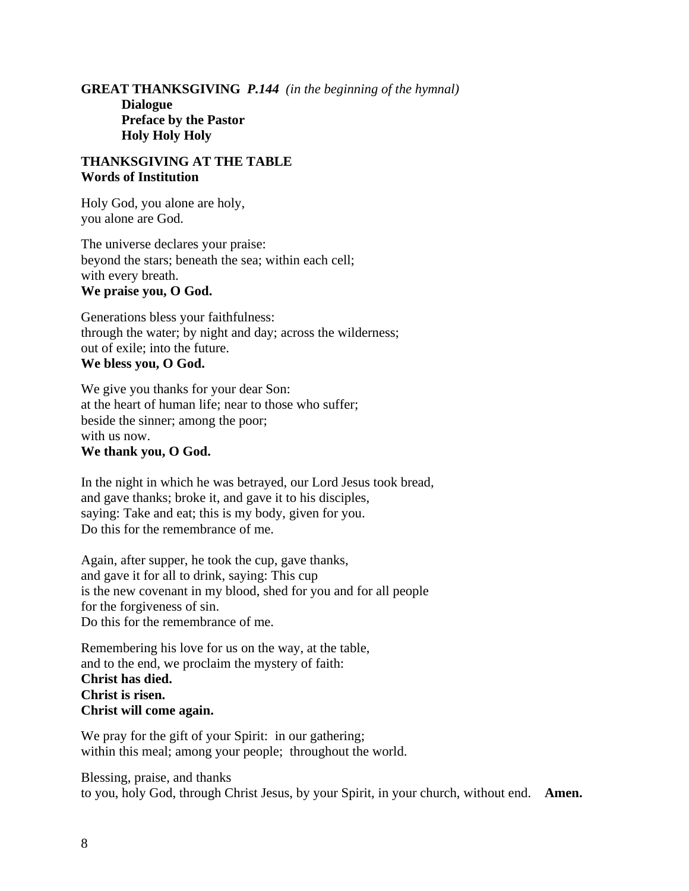**GREAT THANKSGIVING** ***P.144*** *(in the beginning of the hymnal)*

**Dialogue**
**Preface by the Pastor**
**Holy Holy Holy**

**THANKSGIVING AT THE TABLE**
**Words of Institution**

Holy God, you alone are holy,
you alone are God.

The universe declares your praise:
beyond the stars; beneath the sea; within each cell;
with every breath.
**We praise you, O God.**

Generations bless your faithfulness:
through the water; by night and day; across the wilderness;
out of exile; into the future.
**We bless you, O God.**

We give you thanks for your dear Son:
at the heart of human life; near to those who suffer;
beside the sinner; among the poor;
with us now.
**We thank you, O God.**

In the night in which he was betrayed, our Lord Jesus took bread,
and gave thanks; broke it, and gave it to his disciples,
saying: Take and eat; this is my body, given for you.
Do this for the remembrance of me.

Again, after supper, he took the cup, gave thanks,
and gave it for all to drink, saying: This cup
is the new covenant in my blood, shed for you and for all people
for the forgiveness of sin.
Do this for the remembrance of me.

Remembering his love for us on the way, at the table,
and to the end, we proclaim the mystery of faith:
**Christ has died.**
**Christ is risen.**
**Christ will come again.**

We pray for the gift of your Spirit: in our gathering;
within this meal; among your people; throughout the world.

Blessing, praise, and thanks
to you, holy God, through Christ Jesus, by your Spirit, in your church, without end. **Amen.**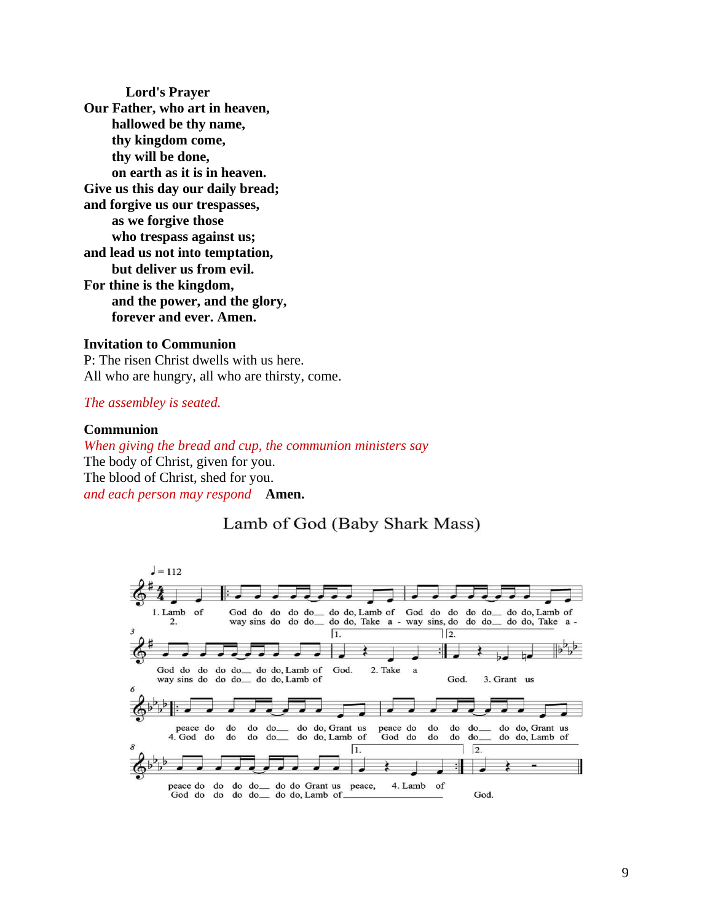**Lord's Prayer**

**Our Father, who art in heaven,**
**hallowed be thy name,**
**thy kingdom come,**
**thy will be done,**
**on earth as it is in heaven.**
**Give us this day our daily bread;**
**and forgive us our trespasses,**
**as we forgive those**
**who trespass against us;**
**and lead us not into temptation,**
**but deliver us from evil.**
**For thine is the kingdom,**
**and the power, and the glory,**
**forever and ever. Amen.**

**Invitation to Communion**

P: The risen Christ dwells with us here.
All who are hungry, all who are thirsty, come.

*The assembley is seated.*

**Communion**

*When giving the bread and cup, the communion ministers say*
The body of Christ, given for you.
The blood of Christ, shed for you.
*and each person may respond* **Amen.**

Lamb of God (Baby Shark Mass)

♩ = 112

1. Lamb of God do do do do do do do, Lamb of God do do do do do do do, Lamb of God do do do do do do do, Lamb of God. 2. Take a
2. way sins do do do do do do, Take a - way sins, do do do do do do, Take a - way sins do do do do do do, Lamb of God. 3. Grant us
peace do do do do do do do, Grant us peace do do do do do do do, Grant us peace do do do do do do Grant us peace, 4. Lamb of
4. God do do do do do do do, Lamb of God do do do do do do do, Lamb of God do do do do do do do, Lamb of God.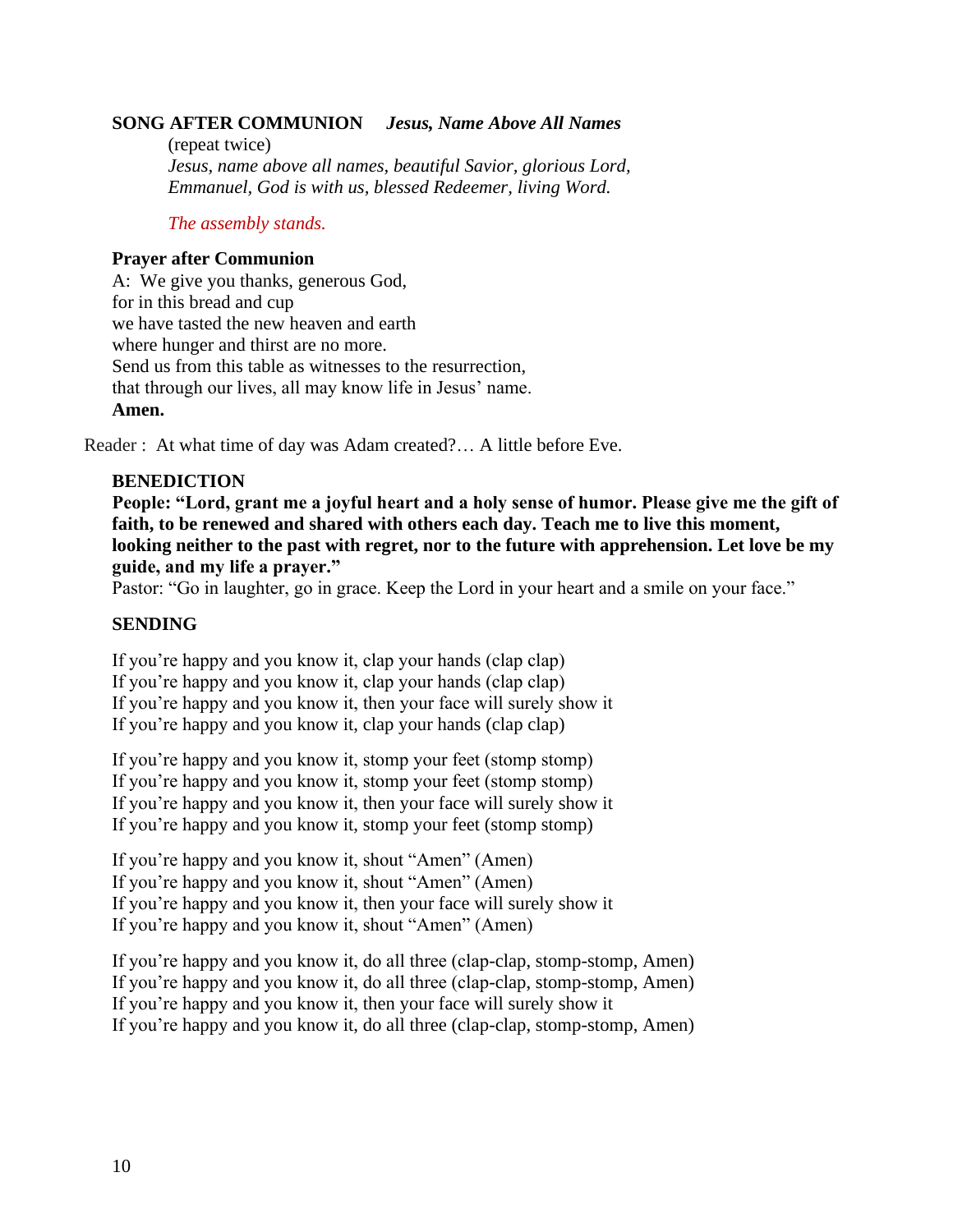**SONG AFTER COMMUNION** ***Jesus, Name Above All Names***

(repeat twice)

*Jesus, name above all names, beautiful Savior, glorious Lord,*
*Emmanuel, God is with us, blessed Redeemer, living Word.*

*The assembly stands.*

**Prayer after Communion**

A: We give you thanks, generous God,
for in this bread and cup
we have tasted the new heaven and earth
where hunger and thirst are no more.
Send us from this table as witnesses to the resurrection,
that through our lives, all may know life in Jesus' name.
**Amen.**

Reader : At what time of day was Adam created?… A little before Eve.

**BENEDICTION**

**People: "Lord, grant me a joyful heart and a holy sense of humor. Please give me the gift of faith, to be renewed and shared with others each day. Teach me to live this moment, looking neither to the past with regret, nor to the future with apprehension. Let love be my guide, and my life a prayer."**

Pastor: "Go in laughter, go in grace. Keep the Lord in your heart and a smile on your face."

**SENDING**

If you're happy and you know it, clap your hands (clap clap)
If you're happy and you know it, clap your hands (clap clap)
If you're happy and you know it, then your face will surely show it
If you're happy and you know it, clap your hands (clap clap)

If you're happy and you know it, stomp your feet (stomp stomp)
If you're happy and you know it, stomp your feet (stomp stomp)
If you're happy and you know it, then your face will surely show it
If you're happy and you know it, stomp your feet (stomp stomp)

If you're happy and you know it, shout "Amen" (Amen)
If you're happy and you know it, shout "Amen" (Amen)
If you're happy and you know it, then your face will surely show it
If you're happy and you know it, shout "Amen" (Amen)

If you're happy and you know it, do all three (clap-clap, stomp-stomp, Amen)
If you're happy and you know it, do all three (clap-clap, stomp-stomp, Amen)
If you're happy and you know it, then your face will surely show it
If you're happy and you know it, do all three (clap-clap, stomp-stomp, Amen)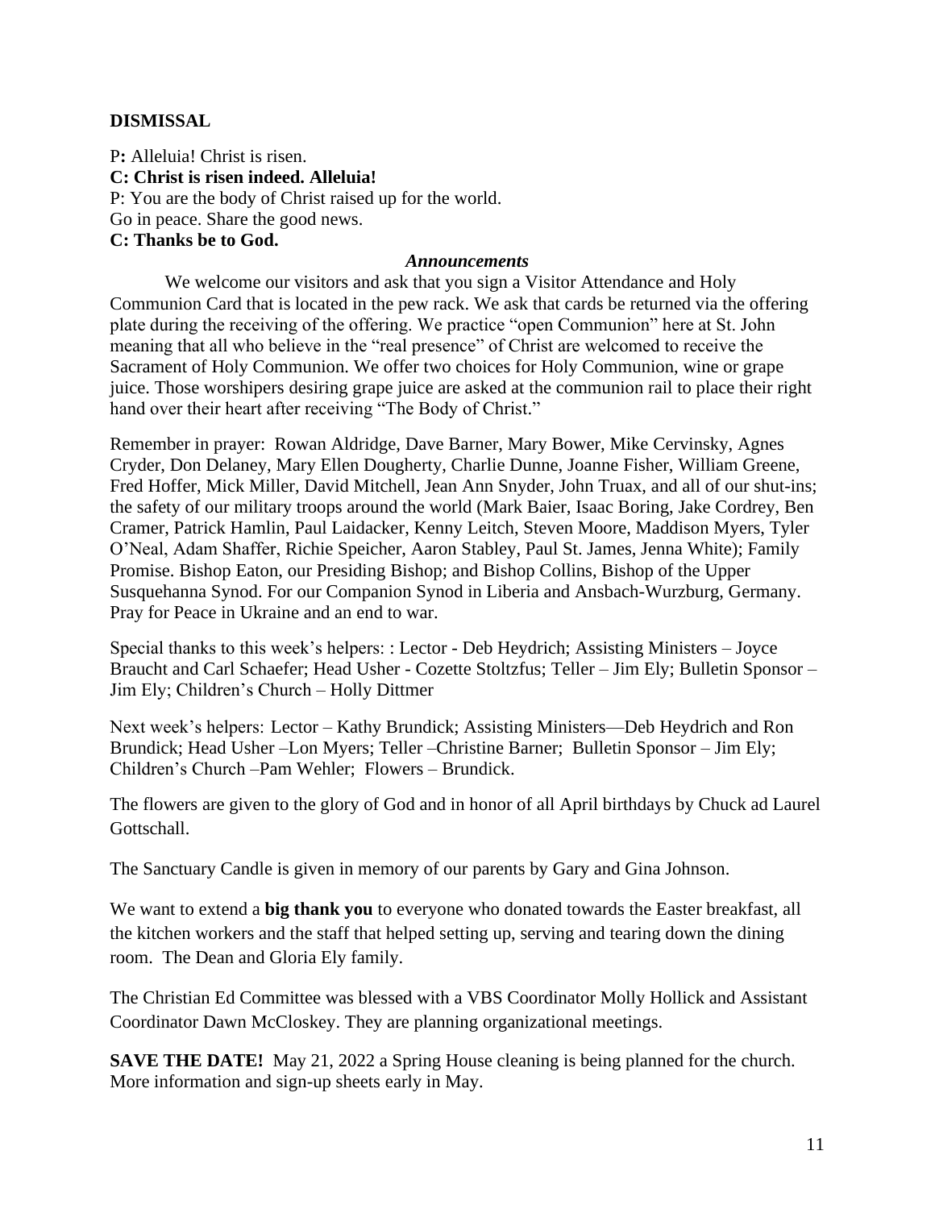**DISMISSAL**

P**:** Alleluia! Christ is risen.
**C: Christ is risen indeed. Alleluia!**
P: You are the body of Christ raised up for the world.
Go in peace. Share the good news.
**C: Thanks be to God.**

***Announcements***

We welcome our visitors and ask that you sign a Visitor Attendance and Holy Communion Card that is located in the pew rack. We ask that cards be returned via the offering plate during the receiving of the offering. We practice "open Communion" here at St. John meaning that all who believe in the "real presence" of Christ are welcomed to receive the Sacrament of Holy Communion. We offer two choices for Holy Communion, wine or grape juice. Those worshipers desiring grape juice are asked at the communion rail to place their right hand over their heart after receiving "The Body of Christ."

Remember in prayer: Rowan Aldridge, Dave Barner, Mary Bower, Mike Cervinsky, Agnes Cryder, Don Delaney, Mary Ellen Dougherty, Charlie Dunne, Joanne Fisher, William Greene, Fred Hoffer, Mick Miller, David Mitchell, Jean Ann Snyder, John Truax, and all of our shut-ins; the safety of our military troops around the world (Mark Baier, Isaac Boring, Jake Cordrey, Ben Cramer, Patrick Hamlin, Paul Laidacker, Kenny Leitch, Steven Moore, Maddison Myers, Tyler O'Neal, Adam Shaffer, Richie Speicher, Aaron Stabley, Paul St. James, Jenna White); Family Promise. Bishop Eaton, our Presiding Bishop; and Bishop Collins, Bishop of the Upper Susquehanna Synod. For our Companion Synod in Liberia and Ansbach-Wurzburg, Germany. Pray for Peace in Ukraine and an end to war.

Special thanks to this week's helpers: : Lector - Deb Heydrich; Assisting Ministers – Joyce Braucht and Carl Schaefer; Head Usher - Cozette Stoltzfus; Teller – Jim Ely; Bulletin Sponsor – Jim Ely; Children's Church – Holly Dittmer

Next week's helpers: Lector – Kathy Brundick; Assisting Ministers—Deb Heydrich and Ron Brundick; Head Usher –Lon Myers; Teller –Christine Barner; Bulletin Sponsor – Jim Ely; Children's Church –Pam Wehler; Flowers – Brundick.

The flowers are given to the glory of God and in honor of all April birthdays by Chuck ad Laurel Gottschall.

The Sanctuary Candle is given in memory of our parents by Gary and Gina Johnson.

We want to extend a **big thank you** to everyone who donated towards the Easter breakfast, all the kitchen workers and the staff that helped setting up, serving and tearing down the dining room. The Dean and Gloria Ely family.

The Christian Ed Committee was blessed with a VBS Coordinator Molly Hollick and Assistant Coordinator Dawn McCloskey. They are planning organizational meetings.

**SAVE THE DATE!** May 21, 2022 a Spring House cleaning is being planned for the church. More information and sign-up sheets early in May.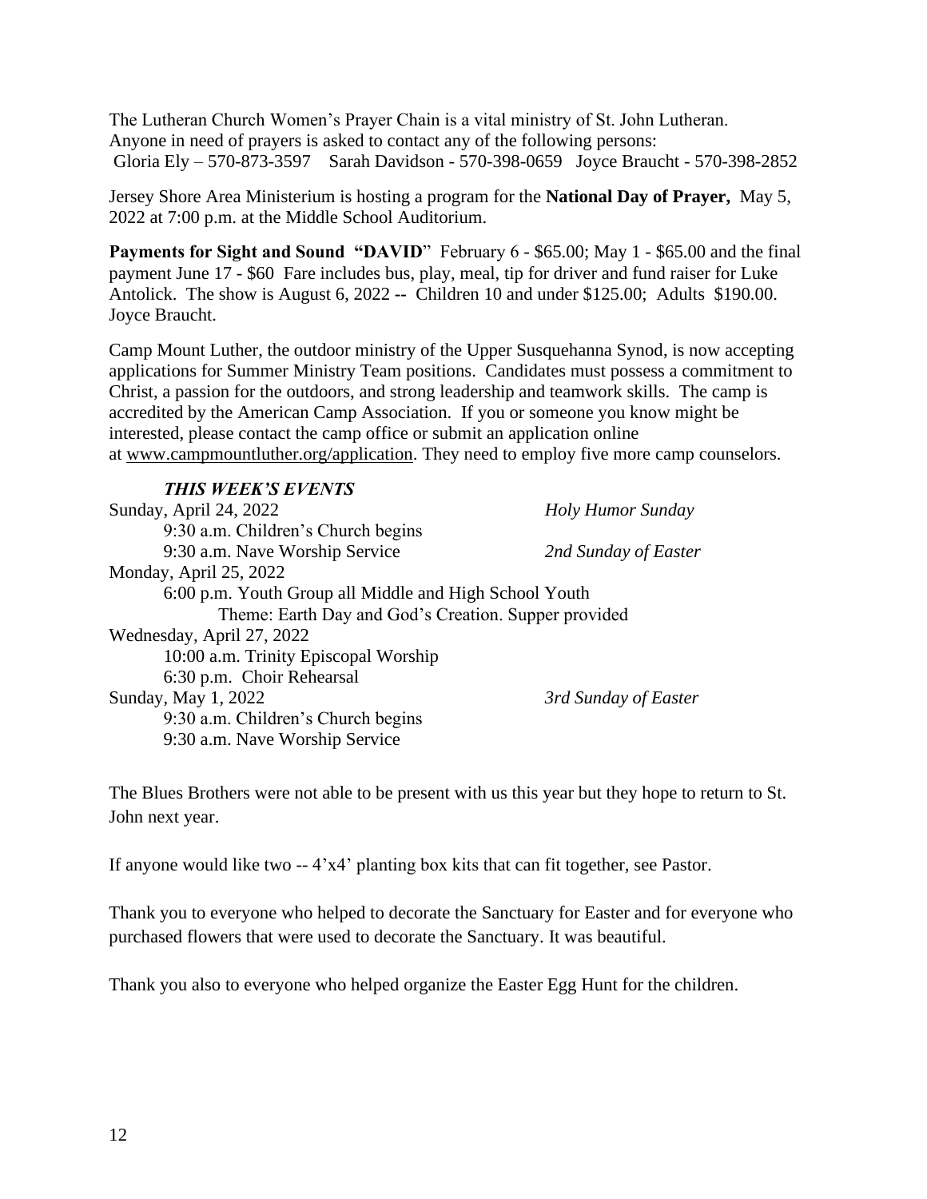The Lutheran Church Women's Prayer Chain is a vital ministry of St. John Lutheran. Anyone in need of prayers is asked to contact any of the following persons:
Gloria Ely – 570-873-3597 Sarah Davidson - 570-398-0659 Joyce Braucht - 570-398-2852

Jersey Shore Area Ministerium is hosting a program for the **National Day of Prayer,** May 5, 2022 at 7:00 p.m. at the Middle School Auditorium.

**Payments for Sight and Sound "DAVID"** February 6 - $65.00; May 1 - $65.00 and the final payment June 17 - $60 Fare includes bus, play, meal, tip for driver and fund raiser for Luke Antolick. The show is August 6, 2022 -- Children 10 and under $125.00; Adults $190.00. Joyce Braucht.

Camp Mount Luther, the outdoor ministry of the Upper Susquehanna Synod, is now accepting applications for Summer Ministry Team positions. Candidates must possess a commitment to Christ, a passion for the outdoors, and strong leadership and teamwork skills. The camp is accredited by the American Camp Association. If you or someone you know might be interested, please contact the camp office or submit an application online at www.campmountluther.org/application. They need to employ five more camp counselors.

***THIS WEEK'S EVENTS***

Sunday, April 24, 2022 — *Holy Humor Sunday*
- 9:30 a.m. Children's Church begins
- 9:30 a.m. Nave Worship Service — *2nd Sunday of Easter*

Monday, April 25, 2022
- 6:00 p.m. Youth Group all Middle and High School Youth
  - Theme: Earth Day and God's Creation. Supper provided

Wednesday, April 27, 2022
- 10:00 a.m. Trinity Episcopal Worship
- 6:30 p.m. Choir Rehearsal

Sunday, May 1, 2022 — *3rd Sunday of Easter*
- 9:30 a.m. Children's Church begins
- 9:30 a.m. Nave Worship Service

The Blues Brothers were not able to be present with us this year but they hope to return to St. John next year.

If anyone would like two -- 4'x4' planting box kits that can fit together, see Pastor.

Thank you to everyone who helped to decorate the Sanctuary for Easter and for everyone who purchased flowers that were used to decorate the Sanctuary. It was beautiful.

Thank you also to everyone who helped organize the Easter Egg Hunt for the children.